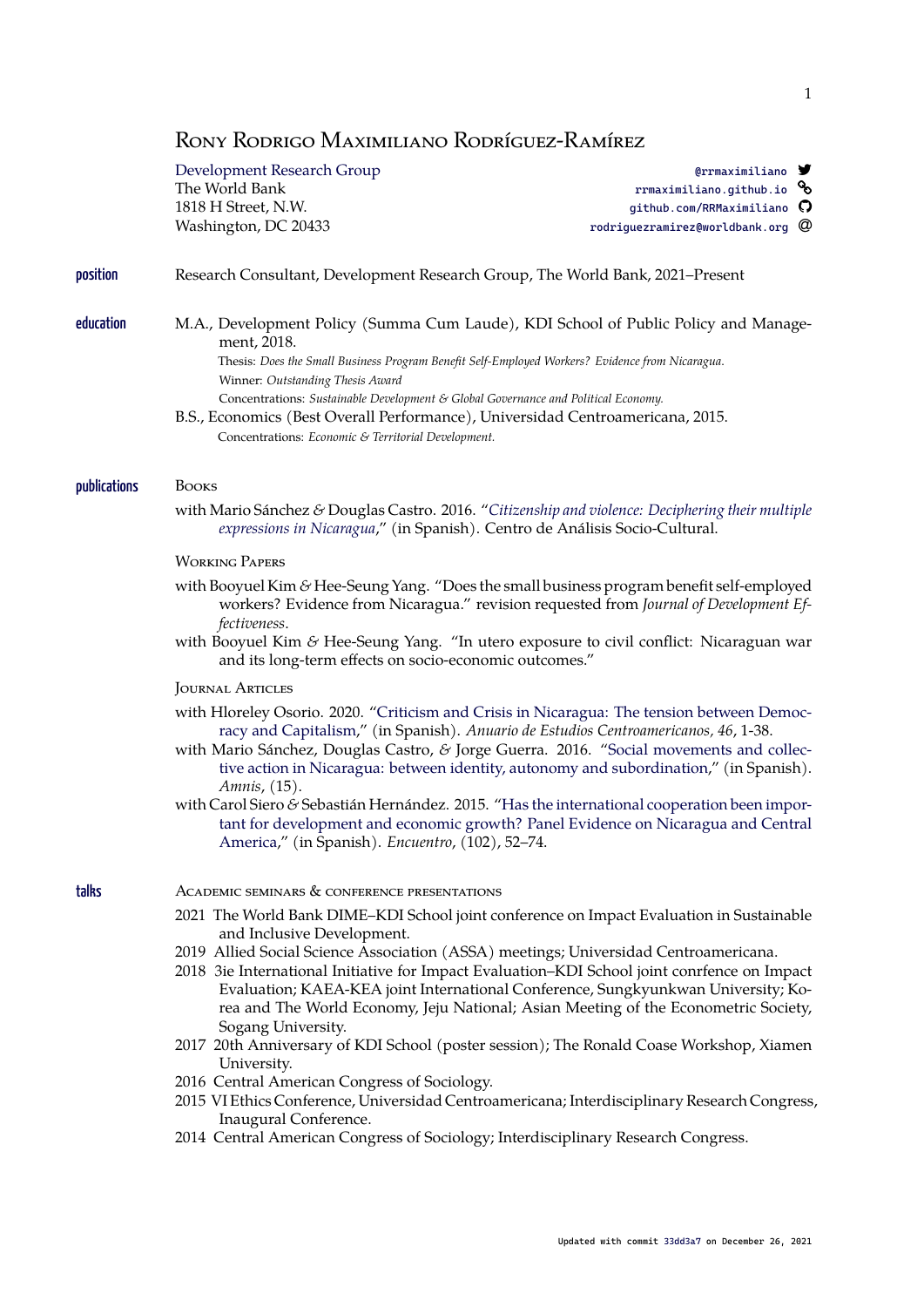# Rony Rodrigo Maximiliano Rodríguez-Ramírez

Development Research Group
The World Bank
1818 H Street, N.W.
Washington, DC 20433

@rrmaximiliano
rrmaximiliano.github.io
github.com/RRMaximiliano
rodriguezramirez@worldbank.org

## position

Research Consultant, Development Research Group, The World Bank, 2021–Present

## education

M.A., Development Policy (Summa Cum Laude), KDI School of Public Policy and Management, 2018.
Thesis: *Does the Small Business Program Benefit Self-Employed Workers? Evidence from Nicaragua.*
Winner: *Outstanding Thesis Award*
Concentrations: *Sustainable Development & Global Governance and Political Economy.*

B.S., Economics (Best Overall Performance), Universidad Centroamericana, 2015.
Concentrations: *Economic & Territorial Development.*

## publications

### Books

with Mario Sánchez & Douglas Castro. 2016. "*Citizenship and violence: Deciphering their multiple expressions in Nicaragua*," (in Spanish). Centro de Análisis Socio-Cultural.

### Working Papers

with Booyuel Kim & Hee-Seung Yang. "Does the small business program benefit self-employed workers? Evidence from Nicaragua." revision requested from *Journal of Development Effectiveness*.

with Booyuel Kim & Hee-Seung Yang. "In utero exposure to civil conflict: Nicaraguan war and its long-term effects on socio-economic outcomes."

### Journal Articles

with Hloreley Osorio. 2020. "Criticism and Crisis in Nicaragua: The tension between Democracy and Capitalism," (in Spanish). *Anuario de Estudios Centroamericanos, 46*, 1-38.

with Mario Sánchez, Douglas Castro, & Jorge Guerra. 2016. "Social movements and collective action in Nicaragua: between identity, autonomy and subordination," (in Spanish). *Amnis*, (15).

with Carol Siero & Sebastián Hernández. 2015. "Has the international cooperation been important for development and economic growth? Panel Evidence on Nicaragua and Central America," (in Spanish). *Encuentro*, (102), 52–74.

## talks

### Academic seminars & conference presentations

- 2021 The World Bank DIME–KDI School joint conference on Impact Evaluation in Sustainable and Inclusive Development.
- 2019 Allied Social Science Association (ASSA) meetings; Universidad Centroamericana.
- 2018 3ie International Initiative for Impact Evaluation–KDI School joint conrfence on Impact Evaluation; KAEA-KEA joint International Conference, Sungkyunkwan University; Korea and The World Economy, Jeju National; Asian Meeting of the Econometric Society, Sogang University.
- 2017 20th Anniversary of KDI School (poster session); The Ronald Coase Workshop, Xiamen University.
- 2016 Central American Congress of Sociology.
- 2015 VI Ethics Conference, Universidad Centroamericana; Interdisciplinary Research Congress, Inaugural Conference.
- 2014 Central American Congress of Sociology; Interdisciplinary Research Congress.

Updated with commit 33dd3a7 on December 26, 2021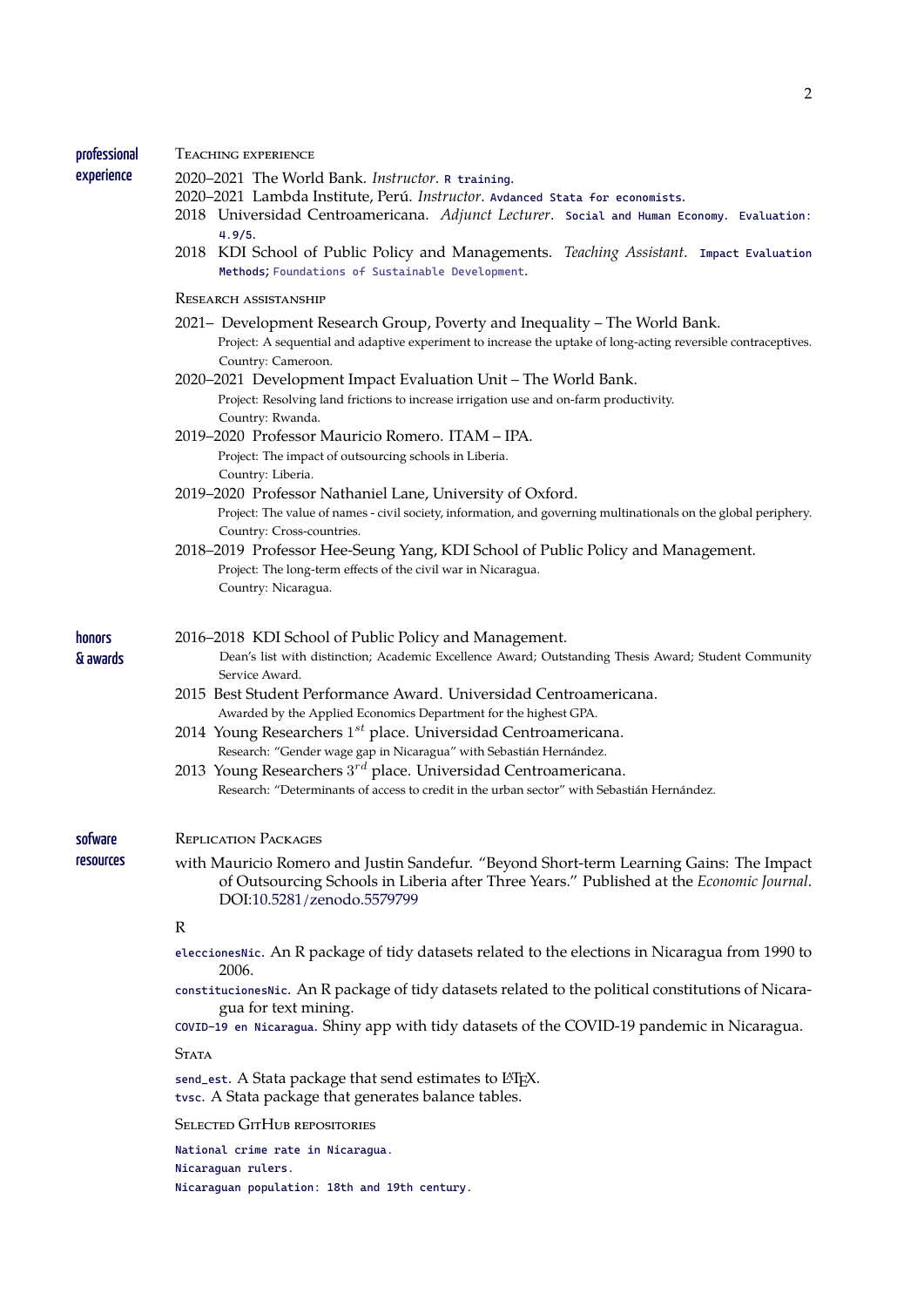## professional experience

### Teaching experience

2020–2021 The World Bank. *Instructor*. `R training`.
2020–2021 Lambda Institute, Perú. *Instructor*. `Avdanced Stata for economists`.
2018 Universidad Centroamericana. *Adjunct Lecturer*. `Social and Human Economy`. `Evaluation: 4.9/5`.
2018 KDI School of Public Policy and Managements. *Teaching Assistant*. `Impact Evaluation Methods`; `Foundations of Sustainable Development`.

### Research assistanship

2021– Development Research Group, Poverty and Inequality – The World Bank.
Project: A sequential and adaptive experiment to increase the uptake of long-acting reversible contraceptives.
Country: Cameroon.

2020–2021 Development Impact Evaluation Unit – The World Bank.
Project: Resolving land frictions to increase irrigation use and on-farm productivity.
Country: Rwanda.

2019–2020 Professor Mauricio Romero. ITAM – IPA.
Project: The impact of outsourcing schools in Liberia.
Country: Liberia.

2019–2020 Professor Nathaniel Lane, University of Oxford.
Project: The value of names - civil society, information, and governing multinationals on the global periphery.
Country: Cross-countries.

2018–2019 Professor Hee-Seung Yang, KDI School of Public Policy and Management.
Project: The long-term effects of the civil war in Nicaragua.
Country: Nicaragua.

## honors & awards

2016–2018 KDI School of Public Policy and Management.
Dean's list with distinction; Academic Excellence Award; Outstanding Thesis Award; Student Community Service Award.

2015 Best Student Performance Award. Universidad Centroamericana.
Awarded by the Applied Economics Department for the highest GPA.

2014 Young Researchers $1^{st}$ place. Universidad Centroamericana.
Research: "Gender wage gap in Nicaragua" with Sebastián Hernández.

2013 Young Researchers $3^{rd}$ place. Universidad Centroamericana.
Research: "Determinants of access to credit in the urban sector" with Sebastián Hernández.

## sofware resources

### Replication Packages

with Mauricio Romero and Justin Sandefur. "Beyond Short-term Learning Gains: The Impact of Outsourcing Schools in Liberia after Three Years." Published at the *Economic Journal*. DOI:10.5281/zenodo.5579799

### R

`eleccionesNic`. An R package of tidy datasets related to the elections in Nicaragua from 1990 to 2006.
`constitucionesNic`. An R package of tidy datasets related to the political constitutions of Nicaragua for text mining.
`COVID-19 en Nicaragua`. Shiny app with tidy datasets of the COVID-19 pandemic in Nicaragua.

### Stata

`send_est`. A Stata package that send estimates to LaTeX.
`tvsc`. A Stata package that generates balance tables.

### Selected GitHub repositories

`National crime rate in Nicaragua`.
`Nicaraguan rulers`.
`Nicaraguan population: 18th and 19th century`.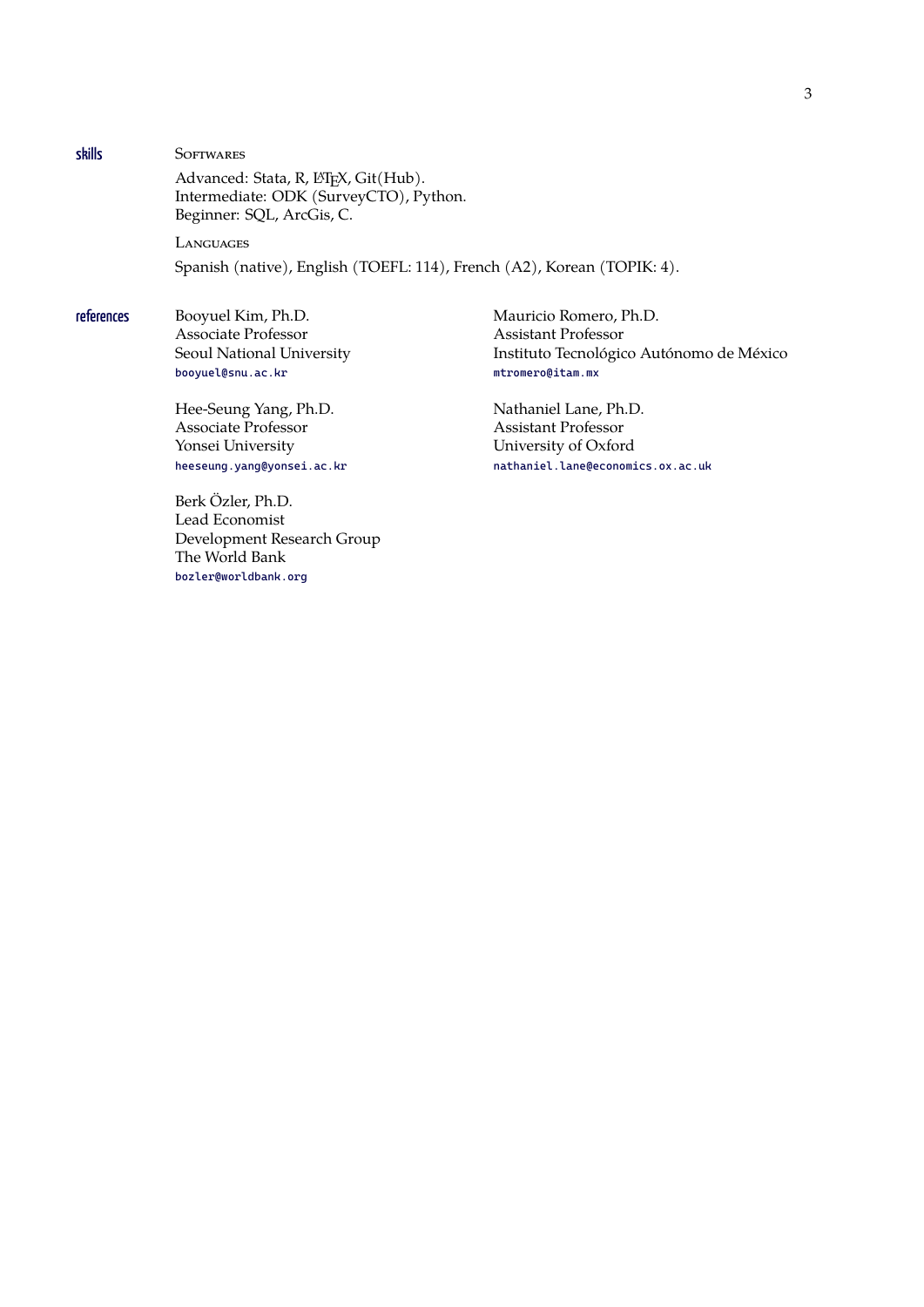## skills

**Softwares**

Advanced: Stata, R, $\LaTeX$, Git(Hub).
Intermediate: ODK (SurveyCTO), Python.
Beginner: SQL, ArcGis, C.

**Languages**

Spanish (native), English (TOEFL: 114), French (A2), Korean (TOPIK: 4).

## references

Booyuel Kim, Ph.D.
Associate Professor
Seoul National University
`booyuel@snu.ac.kr`

Mauricio Romero, Ph.D.
Assistant Professor
Instituto Tecnológico Autónomo de México
`mtromero@itam.mx`

Hee-Seung Yang, Ph.D.
Associate Professor
Yonsei University
`heeseung.yang@yonsei.ac.kr`

Nathaniel Lane, Ph.D.
Assistant Professor
University of Oxford
`nathaniel.lane@economics.ox.ac.uk`

Berk Özler, Ph.D.
Lead Economist
Development Research Group
The World Bank
`bozler@worldbank.org`